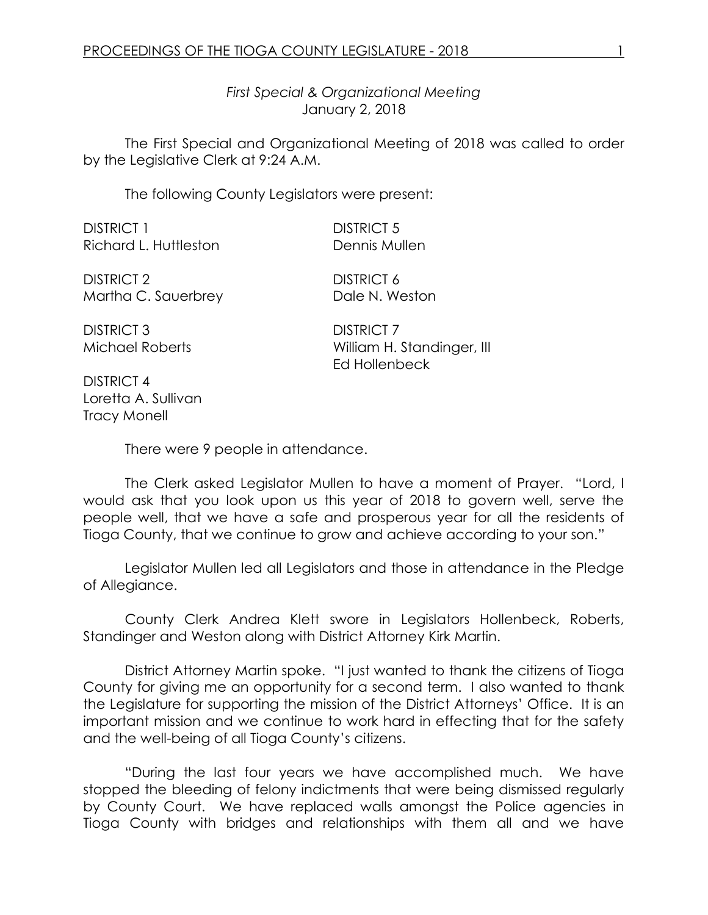*First Special & Organizational Meeting*
January 2, 2018

The First Special and Organizational Meeting of 2018 was called to order by the Legislative Clerk at 9:24 A.M.

The following County Legislators were present:

DISTRICT 1
Richard L. Huttleston

DISTRICT 2
Martha C. Sauerbrey

DISTRICT 3
Michael Roberts

DISTRICT 4
Loretta A. Sullivan
Tracy Monell

DISTRICT 5
Dennis Mullen

DISTRICT 6
Dale N. Weston

DISTRICT 7
William H. Standinger, III
Ed Hollenbeck

There were 9 people in attendance.

The Clerk asked Legislator Mullen to have a moment of Prayer. "Lord, I would ask that you look upon us this year of 2018 to govern well, serve the people well, that we have a safe and prosperous year for all the residents of Tioga County, that we continue to grow and achieve according to your son."

Legislator Mullen led all Legislators and those in attendance in the Pledge of Allegiance.

County Clerk Andrea Klett swore in Legislators Hollenbeck, Roberts, Standinger and Weston along with District Attorney Kirk Martin.

District Attorney Martin spoke. "I just wanted to thank the citizens of Tioga County for giving me an opportunity for a second term. I also wanted to thank the Legislature for supporting the mission of the District Attorneys' Office. It is an important mission and we continue to work hard in effecting that for the safety and the well-being of all Tioga County's citizens.

"During the last four years we have accomplished much. We have stopped the bleeding of felony indictments that were being dismissed regularly by County Court. We have replaced walls amongst the Police agencies in Tioga County with bridges and relationships with them all and we have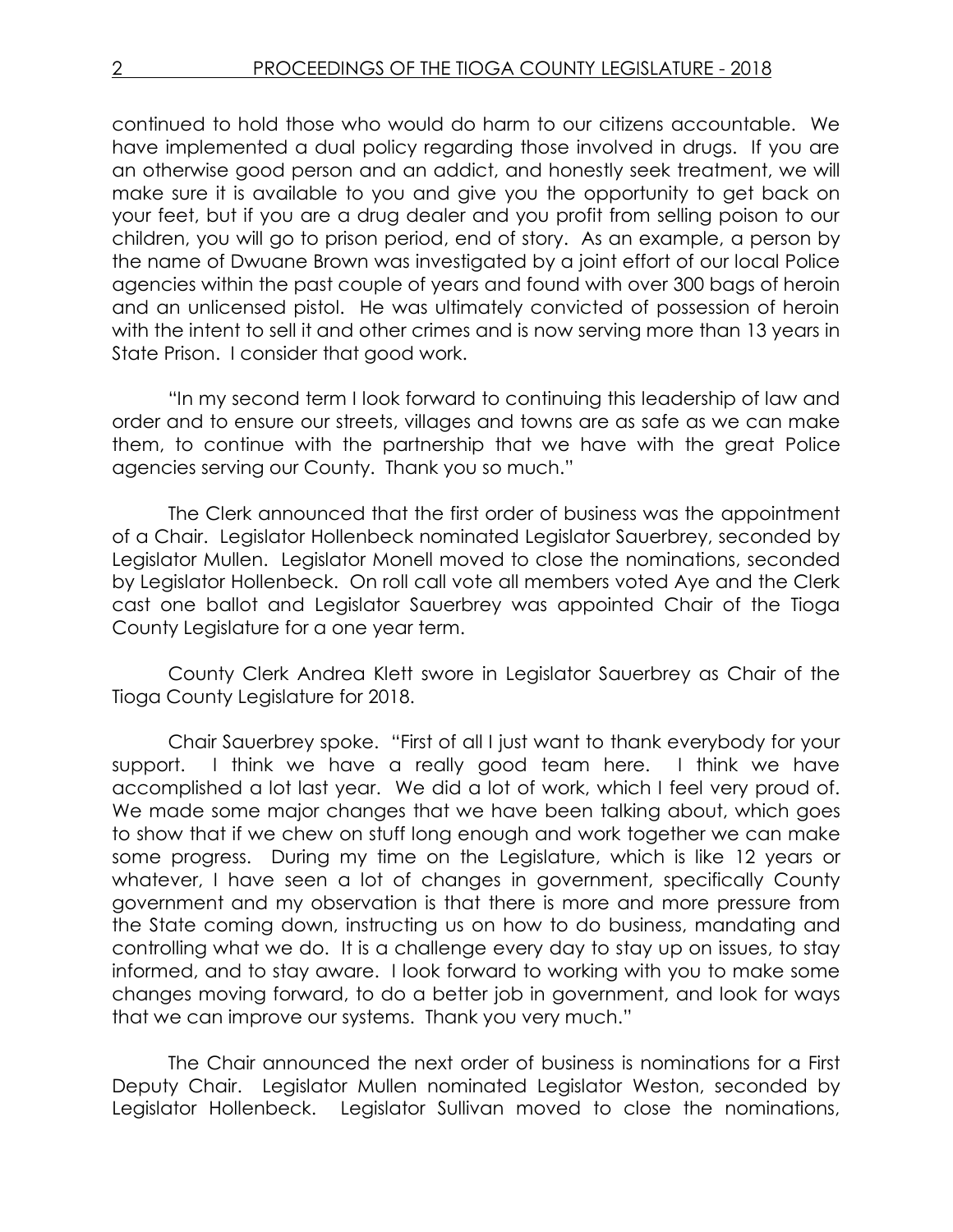continued to hold those who would do harm to our citizens accountable. We have implemented a dual policy regarding those involved in drugs. If you are an otherwise good person and an addict, and honestly seek treatment, we will make sure it is available to you and give you the opportunity to get back on your feet, but if you are a drug dealer and you profit from selling poison to our children, you will go to prison period, end of story. As an example, a person by the name of Dwuane Brown was investigated by a joint effort of our local Police agencies within the past couple of years and found with over 300 bags of heroin and an unlicensed pistol. He was ultimately convicted of possession of heroin with the intent to sell it and other crimes and is now serving more than 13 years in State Prison. I consider that good work.

"In my second term I look forward to continuing this leadership of law and order and to ensure our streets, villages and towns are as safe as we can make them, to continue with the partnership that we have with the great Police agencies serving our County. Thank you so much."

The Clerk announced that the first order of business was the appointment of a Chair. Legislator Hollenbeck nominated Legislator Sauerbrey, seconded by Legislator Mullen. Legislator Monell moved to close the nominations, seconded by Legislator Hollenbeck. On roll call vote all members voted Aye and the Clerk cast one ballot and Legislator Sauerbrey was appointed Chair of the Tioga County Legislature for a one year term.

County Clerk Andrea Klett swore in Legislator Sauerbrey as Chair of the Tioga County Legislature for 2018.

Chair Sauerbrey spoke. "First of all I just want to thank everybody for your support. I think we have a really good team here. I think we have accomplished a lot last year. We did a lot of work, which I feel very proud of. We made some major changes that we have been talking about, which goes to show that if we chew on stuff long enough and work together we can make some progress. During my time on the Legislature, which is like 12 years or whatever, I have seen a lot of changes in government, specifically County government and my observation is that there is more and more pressure from the State coming down, instructing us on how to do business, mandating and controlling what we do. It is a challenge every day to stay up on issues, to stay informed, and to stay aware. I look forward to working with you to make some changes moving forward, to do a better job in government, and look for ways that we can improve our systems. Thank you very much."

The Chair announced the next order of business is nominations for a First Deputy Chair. Legislator Mullen nominated Legislator Weston, seconded by Legislator Hollenbeck. Legislator Sullivan moved to close the nominations,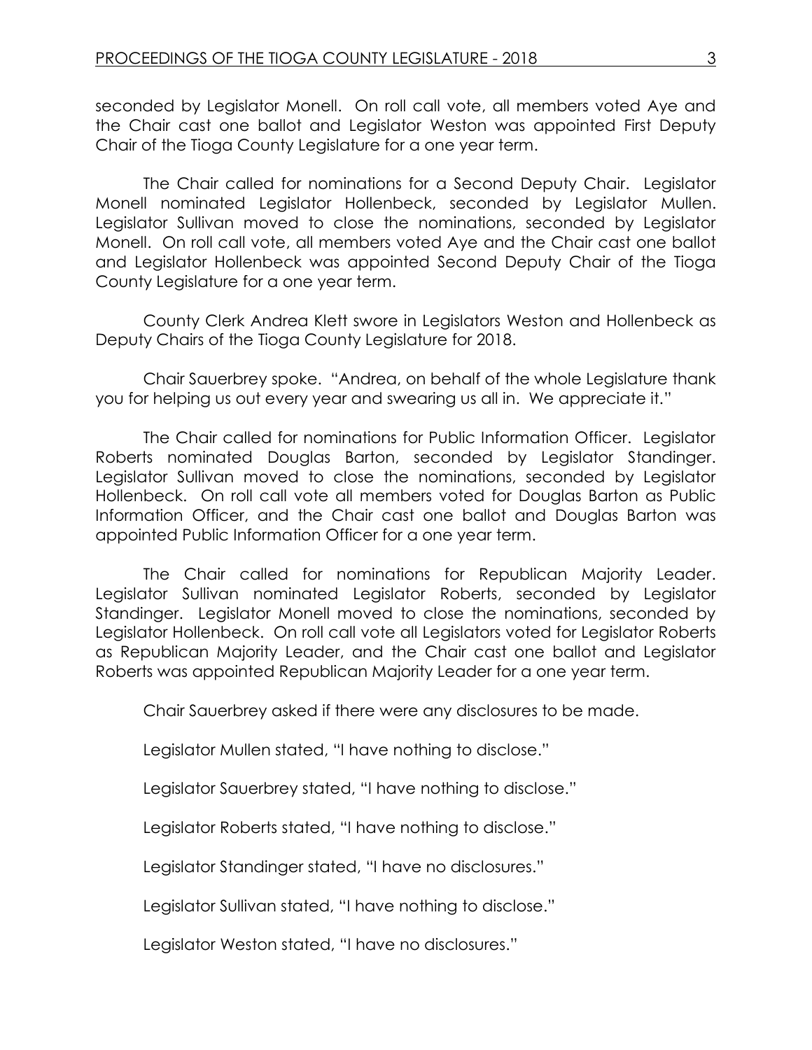seconded by Legislator Monell. On roll call vote, all members voted Aye and the Chair cast one ballot and Legislator Weston was appointed First Deputy Chair of the Tioga County Legislature for a one year term.

The Chair called for nominations for a Second Deputy Chair. Legislator Monell nominated Legislator Hollenbeck, seconded by Legislator Mullen. Legislator Sullivan moved to close the nominations, seconded by Legislator Monell. On roll call vote, all members voted Aye and the Chair cast one ballot and Legislator Hollenbeck was appointed Second Deputy Chair of the Tioga County Legislature for a one year term.

County Clerk Andrea Klett swore in Legislators Weston and Hollenbeck as Deputy Chairs of the Tioga County Legislature for 2018.

Chair Sauerbrey spoke. "Andrea, on behalf of the whole Legislature thank you for helping us out every year and swearing us all in. We appreciate it."

The Chair called for nominations for Public Information Officer. Legislator Roberts nominated Douglas Barton, seconded by Legislator Standinger. Legislator Sullivan moved to close the nominations, seconded by Legislator Hollenbeck. On roll call vote all members voted for Douglas Barton as Public Information Officer, and the Chair cast one ballot and Douglas Barton was appointed Public Information Officer for a one year term.

The Chair called for nominations for Republican Majority Leader. Legislator Sullivan nominated Legislator Roberts, seconded by Legislator Standinger. Legislator Monell moved to close the nominations, seconded by Legislator Hollenbeck. On roll call vote all Legislators voted for Legislator Roberts as Republican Majority Leader, and the Chair cast one ballot and Legislator Roberts was appointed Republican Majority Leader for a one year term.

Chair Sauerbrey asked if there were any disclosures to be made.

Legislator Mullen stated, "I have nothing to disclose."

Legislator Sauerbrey stated, "I have nothing to disclose."

Legislator Roberts stated, "I have nothing to disclose."

Legislator Standinger stated, "I have no disclosures."

Legislator Sullivan stated, "I have nothing to disclose."

Legislator Weston stated, "I have no disclosures."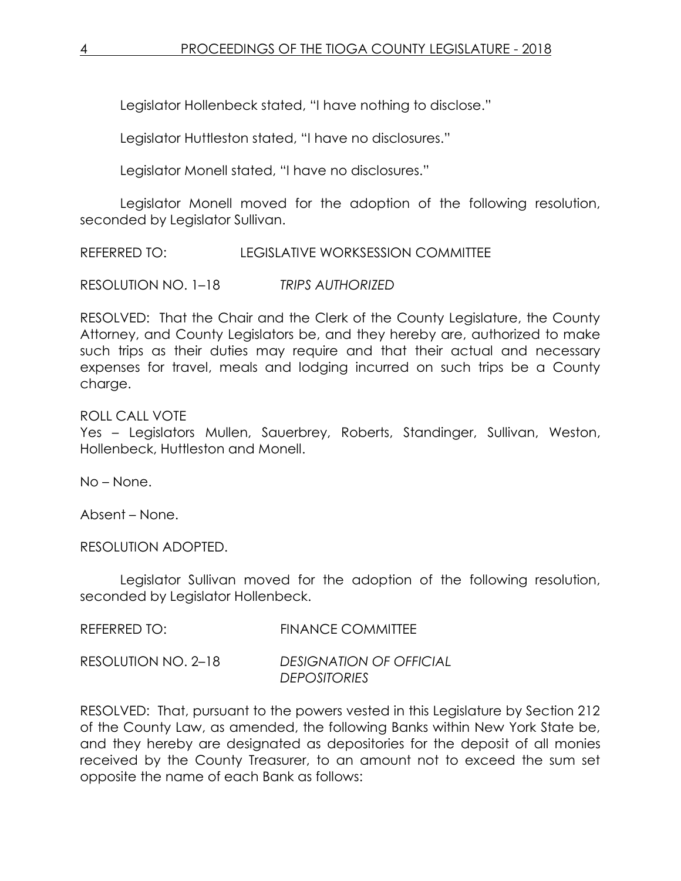Legislator Hollenbeck stated, "I have nothing to disclose."

Legislator Huttleston stated, "I have no disclosures."

Legislator Monell stated, "I have no disclosures."

Legislator Monell moved for the adoption of the following resolution, seconded by Legislator Sullivan.

REFERRED TO: LEGISLATIVE WORKSESSION COMMITTEE

RESOLUTION NO. 1–18 *TRIPS AUTHORIZED*

RESOLVED: That the Chair and the Clerk of the County Legislature, the County Attorney, and County Legislators be, and they hereby are, authorized to make such trips as their duties may require and that their actual and necessary expenses for travel, meals and lodging incurred on such trips be a County charge.

ROLL CALL VOTE
Yes – Legislators Mullen, Sauerbrey, Roberts, Standinger, Sullivan, Weston, Hollenbeck, Huttleston and Monell.

No – None.

Absent – None.

RESOLUTION ADOPTED.

Legislator Sullivan moved for the adoption of the following resolution, seconded by Legislator Hollenbeck.

REFERRED TO: FINANCE COMMITTEE

RESOLUTION NO. 2–18 *DESIGNATION OF OFFICIAL DEPOSITORIES*

RESOLVED: That, pursuant to the powers vested in this Legislature by Section 212 of the County Law, as amended, the following Banks within New York State be, and they hereby are designated as depositories for the deposit of all monies received by the County Treasurer, to an amount not to exceed the sum set opposite the name of each Bank as follows: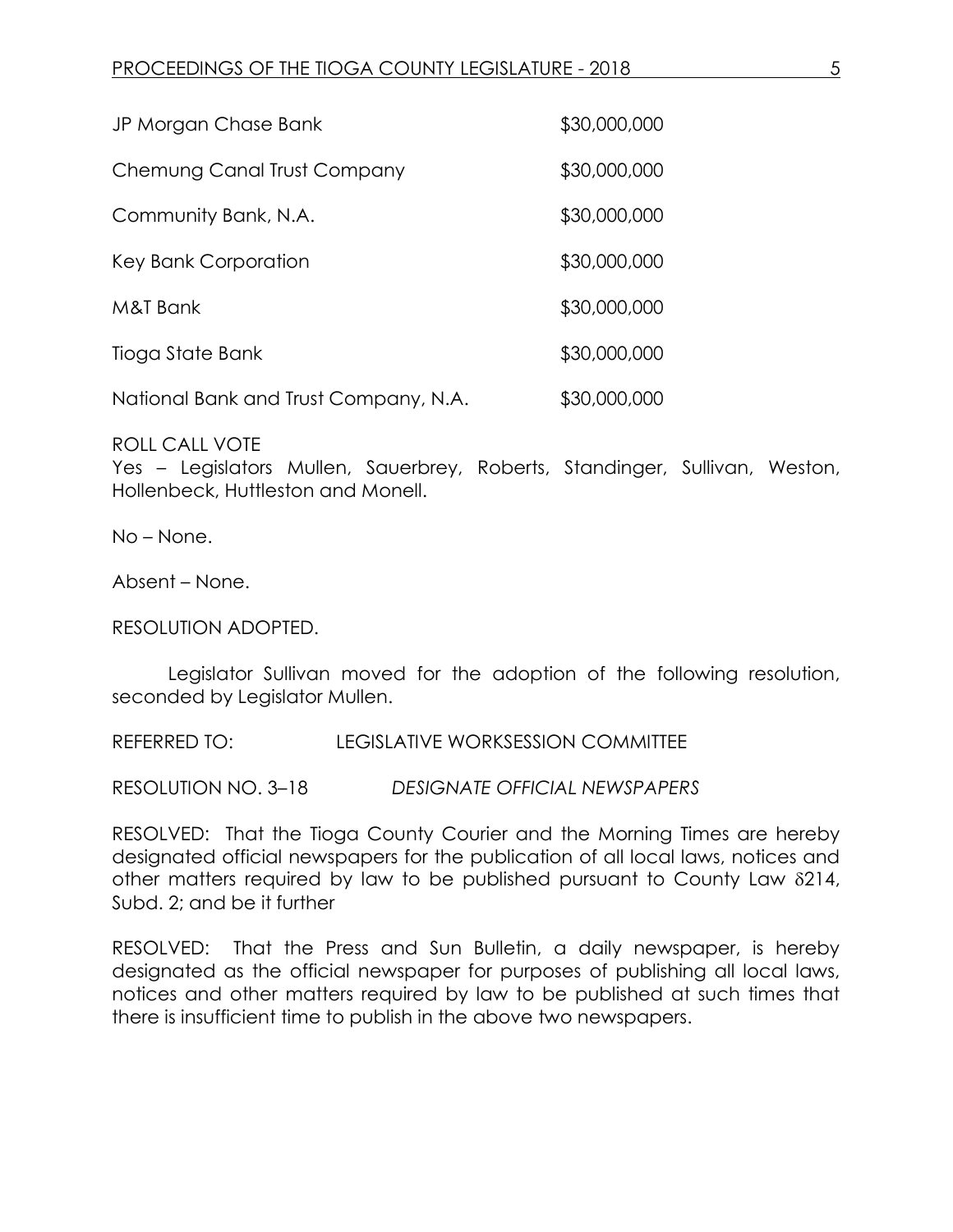| | |
|---|---|
| JP Morgan Chase Bank | $30,000,000 |
| Chemung Canal Trust Company | $30,000,000 |
| Community Bank, N.A. | $30,000,000 |
| Key Bank Corporation | $30,000,000 |
| M&T Bank | $30,000,000 |
| Tioga State Bank | $30,000,000 |
| National Bank and Trust Company, N.A. | $30,000,000 |

ROLL CALL VOTE
Yes – Legislators Mullen, Sauerbrey, Roberts, Standinger, Sullivan, Weston, Hollenbeck, Huttleston and Monell.

No – None.

Absent – None.

RESOLUTION ADOPTED.

Legislator Sullivan moved for the adoption of the following resolution, seconded by Legislator Mullen.

REFERRED TO: LEGISLATIVE WORKSESSION COMMITTEE

RESOLUTION NO. 3–18 *DESIGNATE OFFICIAL NEWSPAPERS*

RESOLVED: That the Tioga County Courier and the Morning Times are hereby designated official newspapers for the publication of all local laws, notices and other matters required by law to be published pursuant to County Law §214, Subd. 2; and be it further

RESOLVED: That the Press and Sun Bulletin, a daily newspaper, is hereby designated as the official newspaper for purposes of publishing all local laws, notices and other matters required by law to be published at such times that there is insufficient time to publish in the above two newspapers.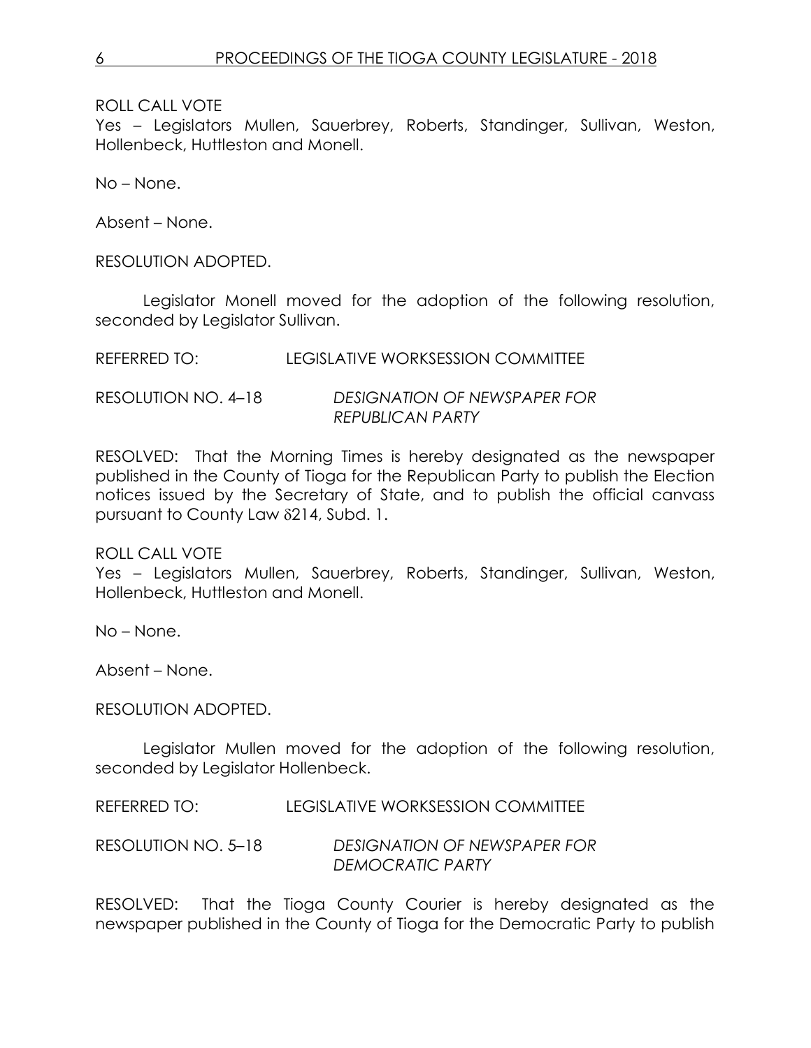ROLL CALL VOTE
Yes – Legislators Mullen, Sauerbrey, Roberts, Standinger, Sullivan, Weston, Hollenbeck, Huttleston and Monell.

No – None.

Absent – None.

RESOLUTION ADOPTED.

Legislator Monell moved for the adoption of the following resolution, seconded by Legislator Sullivan.

REFERRED TO: LEGISLATIVE WORKSESSION COMMITTEE

RESOLUTION NO. 4–18 *DESIGNATION OF NEWSPAPER FOR REPUBLICAN PARTY*

RESOLVED: That the Morning Times is hereby designated as the newspaper published in the County of Tioga for the Republican Party to publish the Election notices issued by the Secretary of State, and to publish the official canvass pursuant to County Law δ214, Subd. 1.

ROLL CALL VOTE
Yes – Legislators Mullen, Sauerbrey, Roberts, Standinger, Sullivan, Weston, Hollenbeck, Huttleston and Monell.

No – None.

Absent – None.

RESOLUTION ADOPTED.

Legislator Mullen moved for the adoption of the following resolution, seconded by Legislator Hollenbeck.

REFERRED TO: LEGISLATIVE WORKSESSION COMMITTEE

RESOLUTION NO. 5–18 *DESIGNATION OF NEWSPAPER FOR DEMOCRATIC PARTY*

RESOLVED: That the Tioga County Courier is hereby designated as the newspaper published in the County of Tioga for the Democratic Party to publish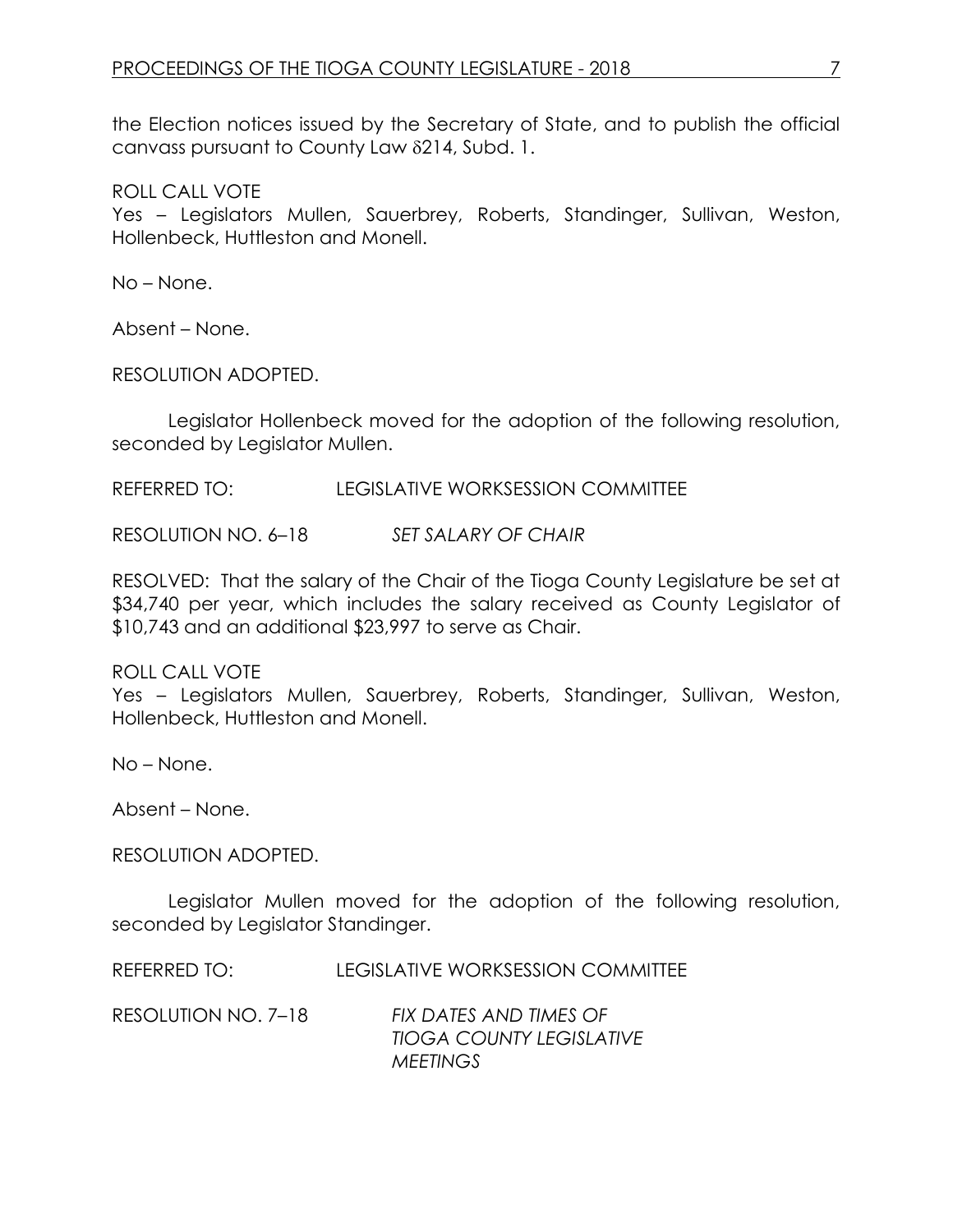the Election notices issued by the Secretary of State, and to publish the official canvass pursuant to County Law δ214, Subd. 1.

ROLL CALL VOTE
Yes – Legislators Mullen, Sauerbrey, Roberts, Standinger, Sullivan, Weston, Hollenbeck, Huttleston and Monell.

No – None.

Absent – None.

RESOLUTION ADOPTED.

Legislator Hollenbeck moved for the adoption of the following resolution, seconded by Legislator Mullen.

REFERRED TO: LEGISLATIVE WORKSESSION COMMITTEE

RESOLUTION NO. 6–18 *SET SALARY OF CHAIR*

RESOLVED: That the salary of the Chair of the Tioga County Legislature be set at $34,740 per year, which includes the salary received as County Legislator of $10,743 and an additional $23,997 to serve as Chair.

ROLL CALL VOTE
Yes – Legislators Mullen, Sauerbrey, Roberts, Standinger, Sullivan, Weston, Hollenbeck, Huttleston and Monell.

No – None.

Absent – None.

RESOLUTION ADOPTED.

Legislator Mullen moved for the adoption of the following resolution, seconded by Legislator Standinger.

REFERRED TO: LEGISLATIVE WORKSESSION COMMITTEE

RESOLUTION NO. 7–18 *FIX DATES AND TIMES OF TIOGA COUNTY LEGISLATIVE MEETINGS*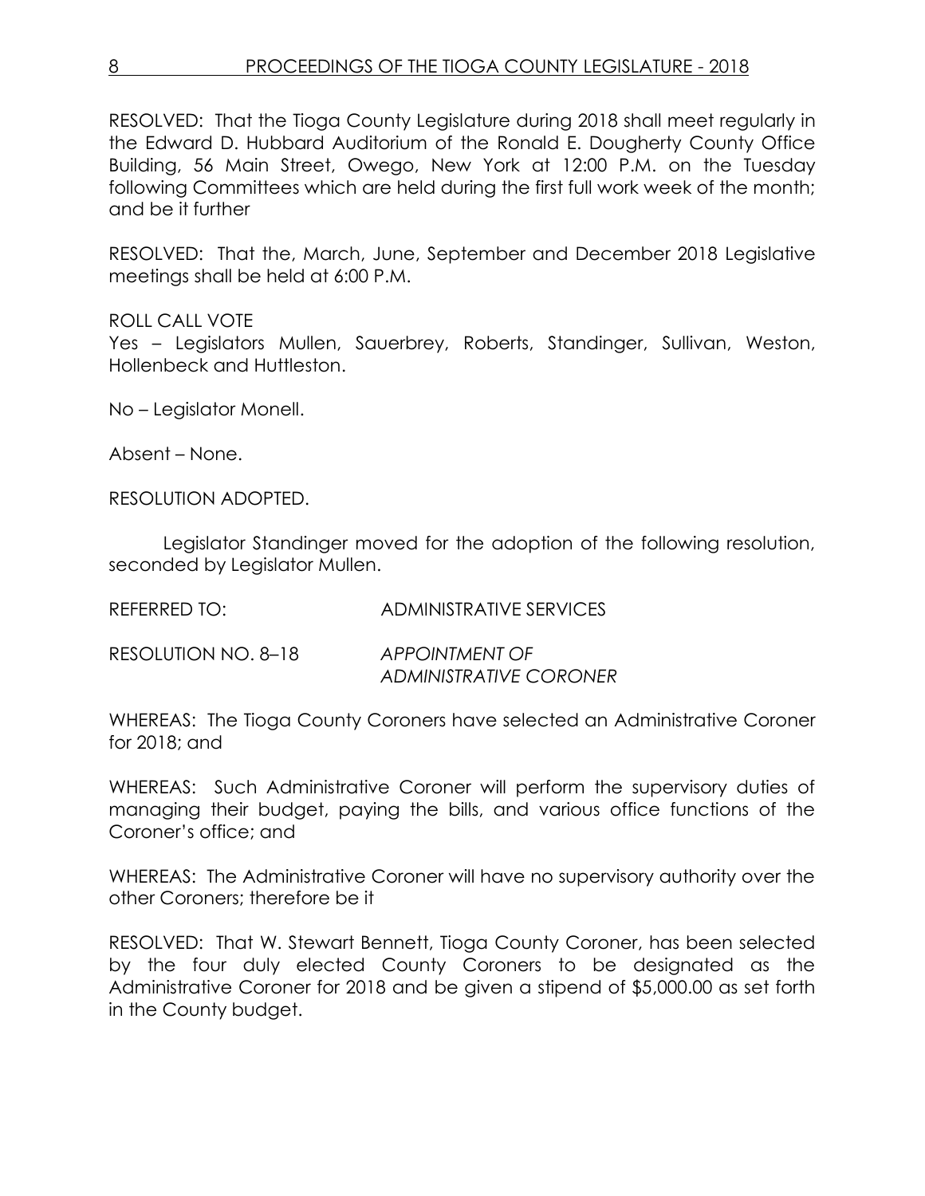RESOLVED: That the Tioga County Legislature during 2018 shall meet regularly in the Edward D. Hubbard Auditorium of the Ronald E. Dougherty County Office Building, 56 Main Street, Owego, New York at 12:00 P.M. on the Tuesday following Committees which are held during the first full work week of the month; and be it further

RESOLVED: That the, March, June, September and December 2018 Legislative meetings shall be held at 6:00 P.M.

ROLL CALL VOTE
Yes – Legislators Mullen, Sauerbrey, Roberts, Standinger, Sullivan, Weston, Hollenbeck and Huttleston.

No – Legislator Monell.

Absent – None.

RESOLUTION ADOPTED.

Legislator Standinger moved for the adoption of the following resolution, seconded by Legislator Mullen.

REFERRED TO: ADMINISTRATIVE SERVICES

RESOLUTION NO. 8–18 *APPOINTMENT OF ADMINISTRATIVE CORONER*

WHEREAS: The Tioga County Coroners have selected an Administrative Coroner for 2018; and

WHEREAS: Such Administrative Coroner will perform the supervisory duties of managing their budget, paying the bills, and various office functions of the Coroner's office; and

WHEREAS: The Administrative Coroner will have no supervisory authority over the other Coroners; therefore be it

RESOLVED: That W. Stewart Bennett, Tioga County Coroner, has been selected by the four duly elected County Coroners to be designated as the Administrative Coroner for 2018 and be given a stipend of $5,000.00 as set forth in the County budget.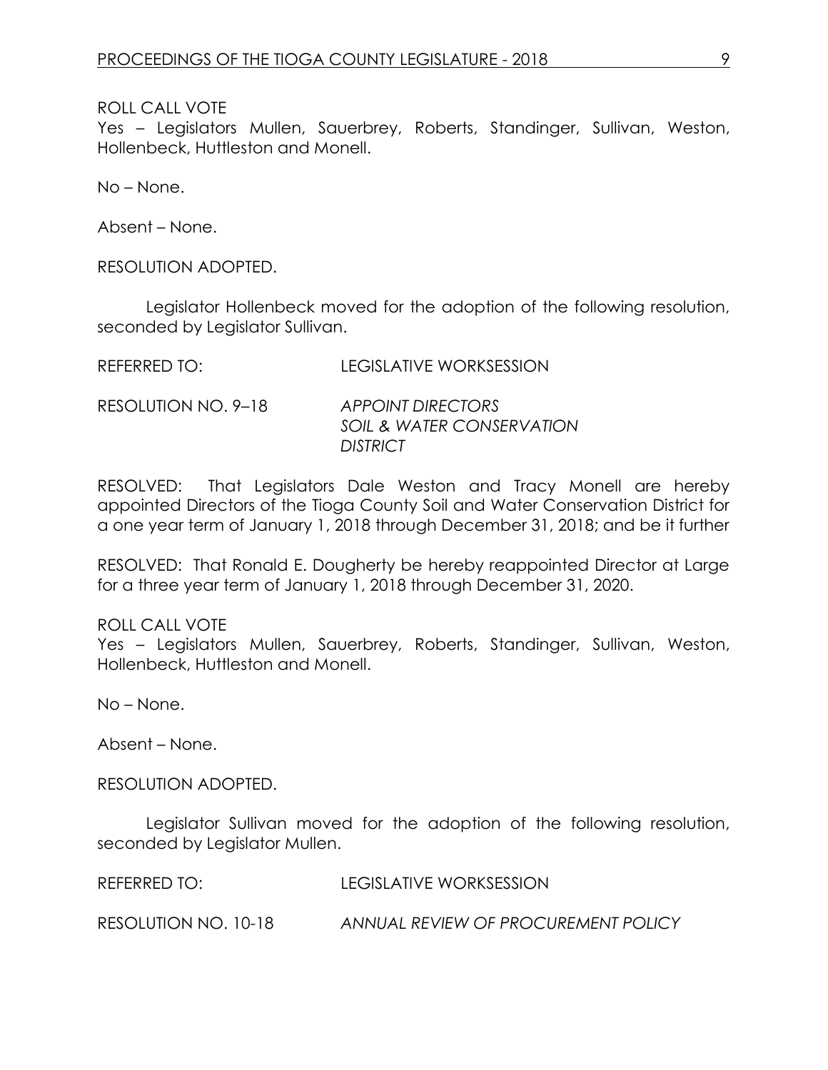ROLL CALL VOTE
Yes – Legislators Mullen, Sauerbrey, Roberts, Standinger, Sullivan, Weston, Hollenbeck, Huttleston and Monell.

No – None.

Absent – None.

RESOLUTION ADOPTED.

Legislator Hollenbeck moved for the adoption of the following resolution, seconded by Legislator Sullivan.

REFERRED TO: LEGISLATIVE WORKSESSION

RESOLUTION NO. 9–18 *APPOINT DIRECTORS SOIL & WATER CONSERVATION DISTRICT*

RESOLVED: That Legislators Dale Weston and Tracy Monell are hereby appointed Directors of the Tioga County Soil and Water Conservation District for a one year term of January 1, 2018 through December 31, 2018; and be it further

RESOLVED: That Ronald E. Dougherty be hereby reappointed Director at Large for a three year term of January 1, 2018 through December 31, 2020.

ROLL CALL VOTE
Yes – Legislators Mullen, Sauerbrey, Roberts, Standinger, Sullivan, Weston, Hollenbeck, Huttleston and Monell.

No – None.

Absent – None.

RESOLUTION ADOPTED.

Legislator Sullivan moved for the adoption of the following resolution, seconded by Legislator Mullen.

REFERRED TO: LEGISLATIVE WORKSESSION

RESOLUTION NO. 10-18 *ANNUAL REVIEW OF PROCUREMENT POLICY*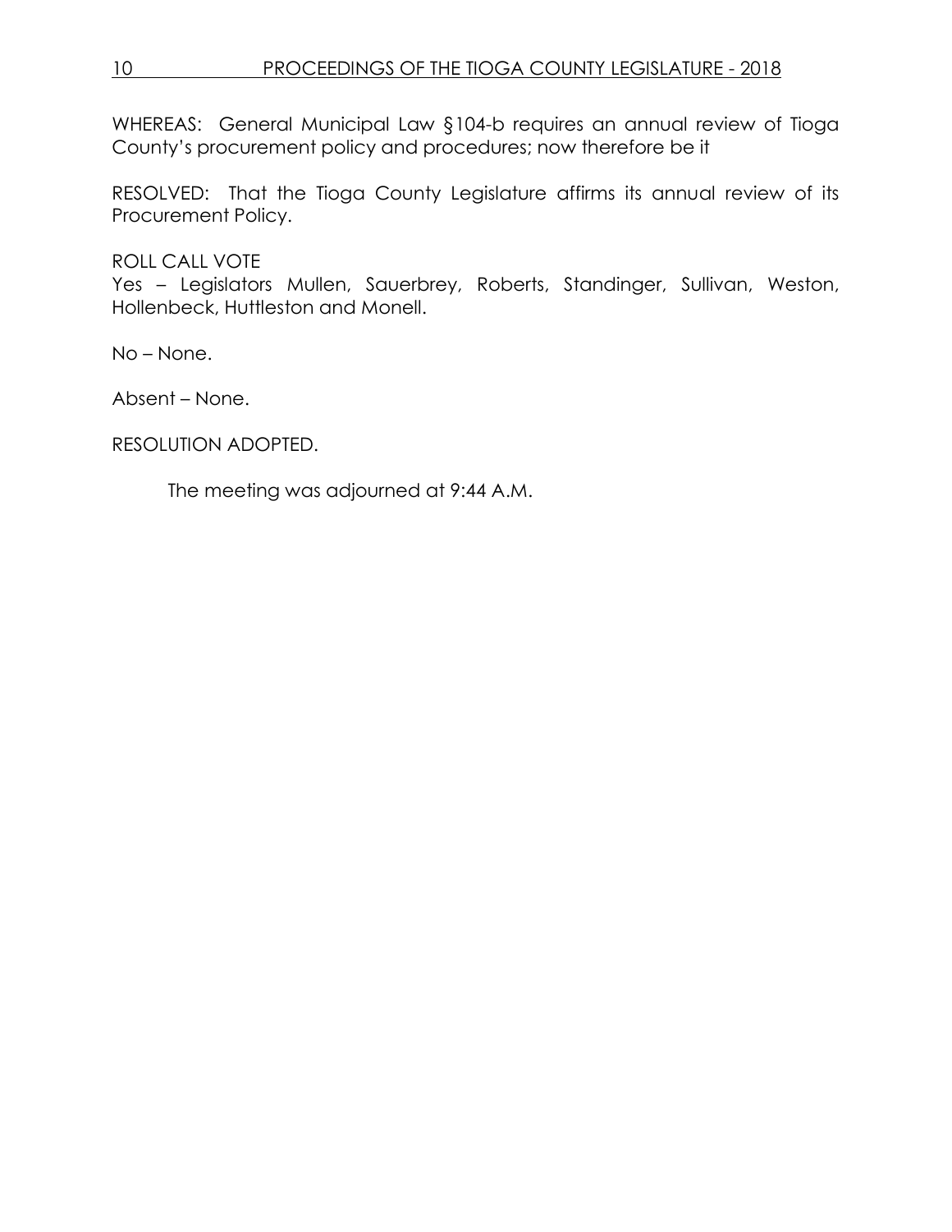WHEREAS: General Municipal Law §104-b requires an annual review of Tioga County's procurement policy and procedures; now therefore be it

RESOLVED: That the Tioga County Legislature affirms its annual review of its Procurement Policy.

ROLL CALL VOTE
Yes – Legislators Mullen, Sauerbrey, Roberts, Standinger, Sullivan, Weston, Hollenbeck, Huttleston and Monell.

No – None.

Absent – None.

RESOLUTION ADOPTED.

The meeting was adjourned at 9:44 A.M.